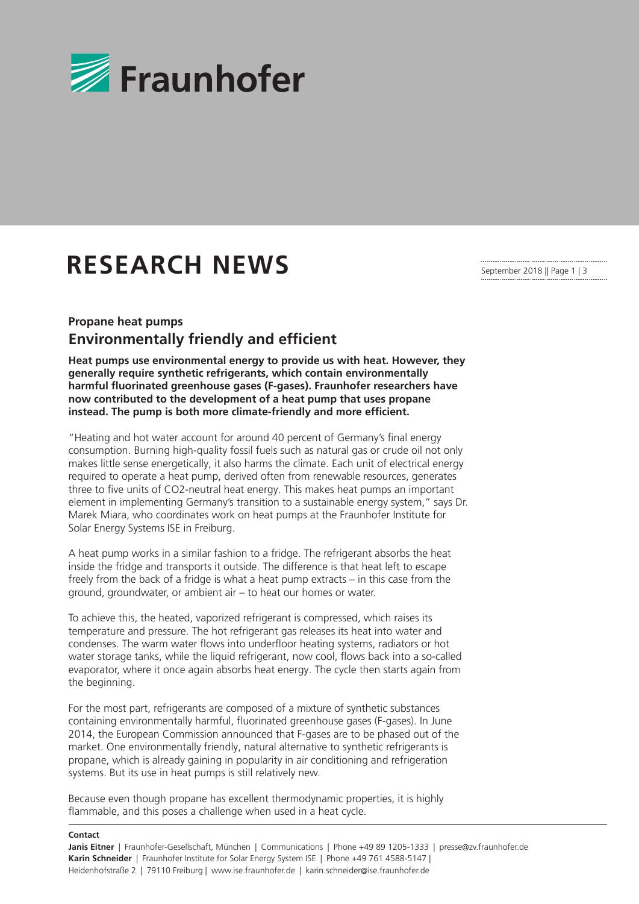# RESEARCH NEWS

September 2018

## Propane heat pumps

## Environmentally friendly and efficient

**Heat pumps use environmental energy to provide us with heat. However, they generally require synthetic refrigerants, which contain environmentally harmful fluorinated greenhouse gases (F-gases). Fraunhofer researchers have now contributed to the development of a heat pump that uses propane instead. The pump is both more climate-friendly and more efficient.**

"Heating and hot water account for around 40 percent of Germany's final energy consumption. Burning high-quality fossil fuels such as natural gas or crude oil not only makes little sense energetically, it also harms the climate. Each unit of electrical energy required to operate a heat pump, derived often from renewable resources, generates three to five units of CO2-neutral heat energy. This makes heat pumps an important element in implementing Germany's transition to a sustainable energy system," says Dr. Marek Miara, who coordinates work on heat pumps at the Fraunhofer Institute for Solar Energy Systems ISE in Freiburg.

A heat pump works in a similar fashion to a fridge. The refrigerant absorbs the heat inside the fridge and transports it outside. The difference is that heat left to escape freely from the back of a fridge is what a heat pump extracts – in this case from the ground, groundwater, or ambient air – to heat our homes or water.

To achieve this, the heated, vaporized refrigerant is compressed, which raises its temperature and pressure. The hot refrigerant gas releases its heat into water and condenses. The warm water flows into underfloor heating systems, radiators or hot water storage tanks, while the liquid refrigerant, now cool, flows back into a so-called evaporator, where it once again absorbs heat energy. The cycle then starts again from the beginning.

For the most part, refrigerants are composed of a mixture of synthetic substances containing environmentally harmful, fluorinated greenhouse gases (F-gases). In June 2014, the European Commission announced that F-gases are to be phased out of the market. One environmentally friendly, natural alternative to synthetic refrigerants is propane, which is already gaining in popularity in air conditioning and refrigeration systems. But its use in heat pumps is still relatively new.

Because even though propane has excellent thermodynamic properties, it is highly flammable, and this poses a challenge when used in a heat cycle.

**Contact**

**Janis Eitner** | Fraunhofer-Gesellschaft, München | Communications | Phone +49 89 1205-1333 | presse@zv.fraunhofer.de
**Karin Schneider** | Fraunhofer Institute for Solar Energy System ISE | Phone +49 761 4588-5147 | Heidenhofstraße 2 | 79110 Freiburg | www.ise.fraunhofer.de | karin.schneider@ise.fraunhofer.de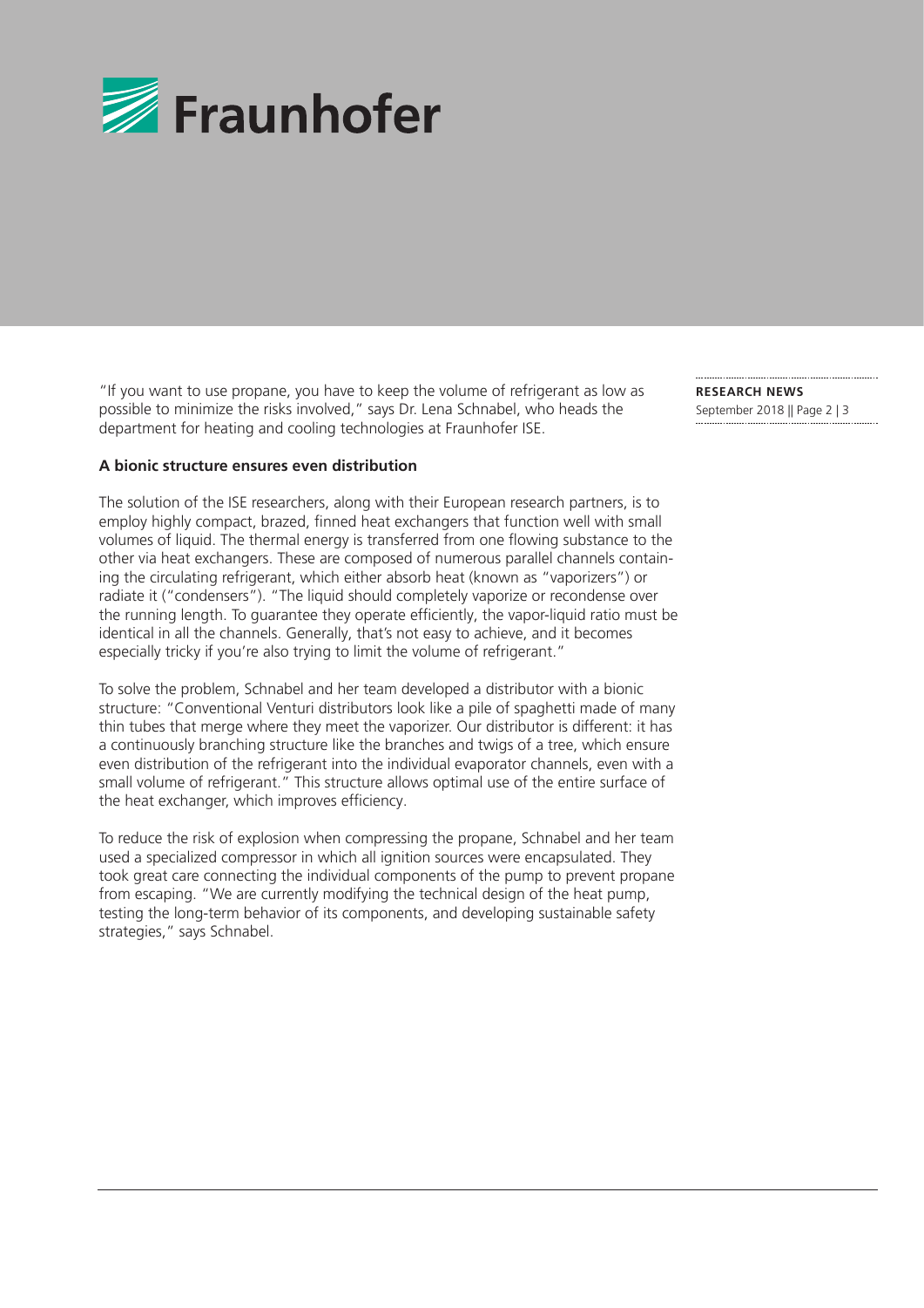"If you want to use propane, you have to keep the volume of refrigerant as low as possible to minimize the risks involved," says Dr. Lena Schnabel, who heads the department for heating and cooling technologies at Fraunhofer ISE.

**A bionic structure ensures even distribution**

The solution of the ISE researchers, along with their European research partners, is to employ highly compact, brazed, finned heat exchangers that function well with small volumes of liquid. The thermal energy is transferred from one flowing substance to the other via heat exchangers. These are composed of numerous parallel channels containing the circulating refrigerant, which either absorb heat (known as "vaporizers") or radiate it ("condensers"). "The liquid should completely vaporize or recondense over the running length. To guarantee they operate efficiently, the vapor-liquid ratio must be identical in all the channels. Generally, that's not easy to achieve, and it becomes especially tricky if you're also trying to limit the volume of refrigerant."

To solve the problem, Schnabel and her team developed a distributor with a bionic structure: "Conventional Venturi distributors look like a pile of spaghetti made of many thin tubes that merge where they meet the vaporizer. Our distributor is different: it has a continuously branching structure like the branches and twigs of a tree, which ensure even distribution of the refrigerant into the individual evaporator channels, even with a small volume of refrigerant." This structure allows optimal use of the entire surface of the heat exchanger, which improves efficiency.

To reduce the risk of explosion when compressing the propane, Schnabel and her team used a specialized compressor in which all ignition sources were encapsulated. They took great care connecting the individual components of the pump to prevent propane from escaping. "We are currently modifying the technical design of the heat pump, testing the long-term behavior of its components, and developing sustainable safety strategies," says Schnabel.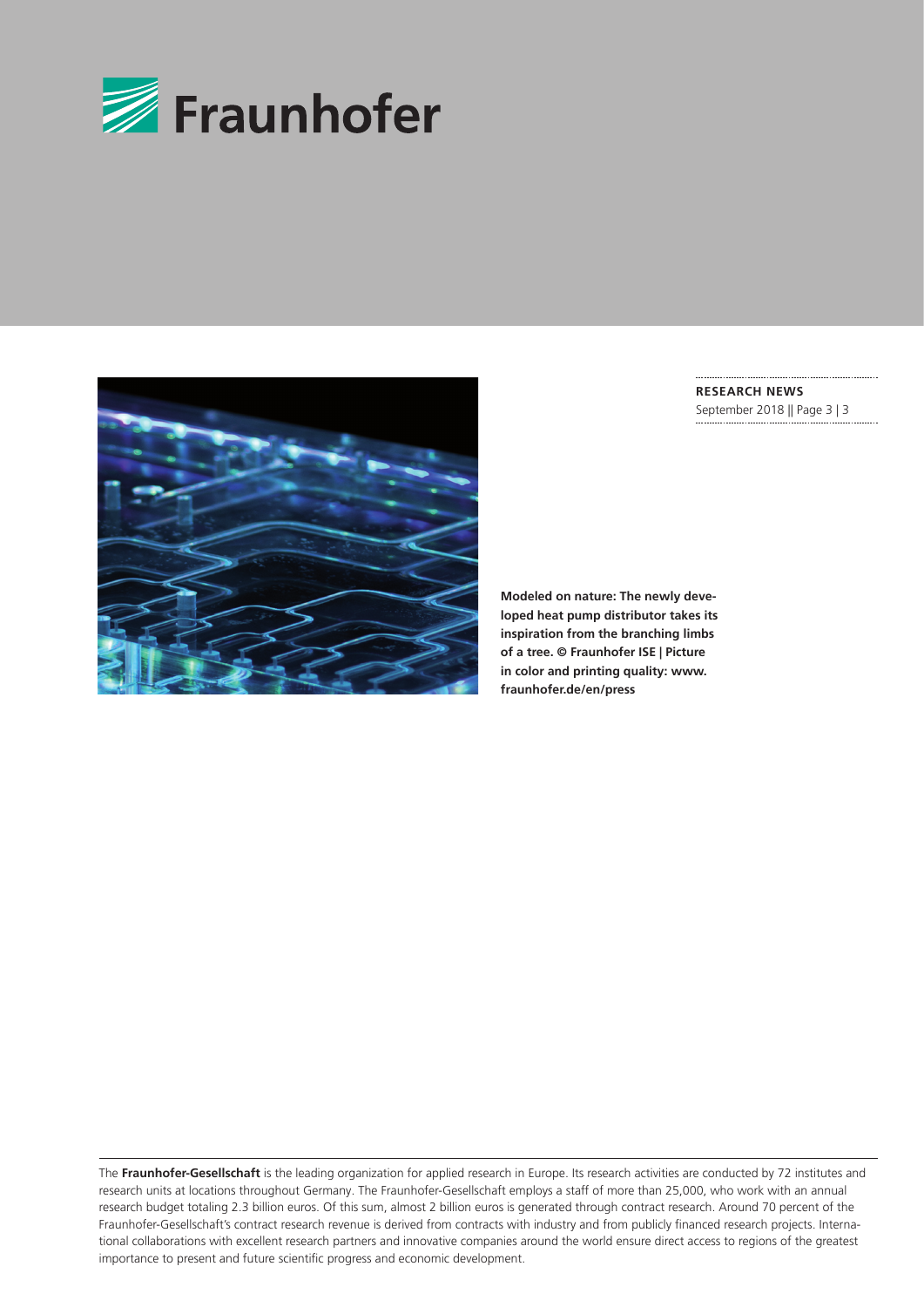**Modeled on nature: The newly developed heat pump distributor takes its inspiration from the branching limbs of a tree. © Fraunhofer ISE | Picture in color and printing quality: www.fraunhofer.de/en/press**

The **Fraunhofer-Gesellschaft** is the leading organization for applied research in Europe. Its research activities are conducted by 72 institutes and research units at locations throughout Germany. The Fraunhofer-Gesellschaft employs a staff of more than 25,000, who work with an annual research budget totaling 2.3 billion euros. Of this sum, almost 2 billion euros is generated through contract research. Around 70 percent of the Fraunhofer-Gesellschaft's contract research revenue is derived from contracts with industry and from publicly financed research projects. International collaborations with excellent research partners and innovative companies around the world ensure direct access to regions of the greatest importance to present and future scientific progress and economic development.